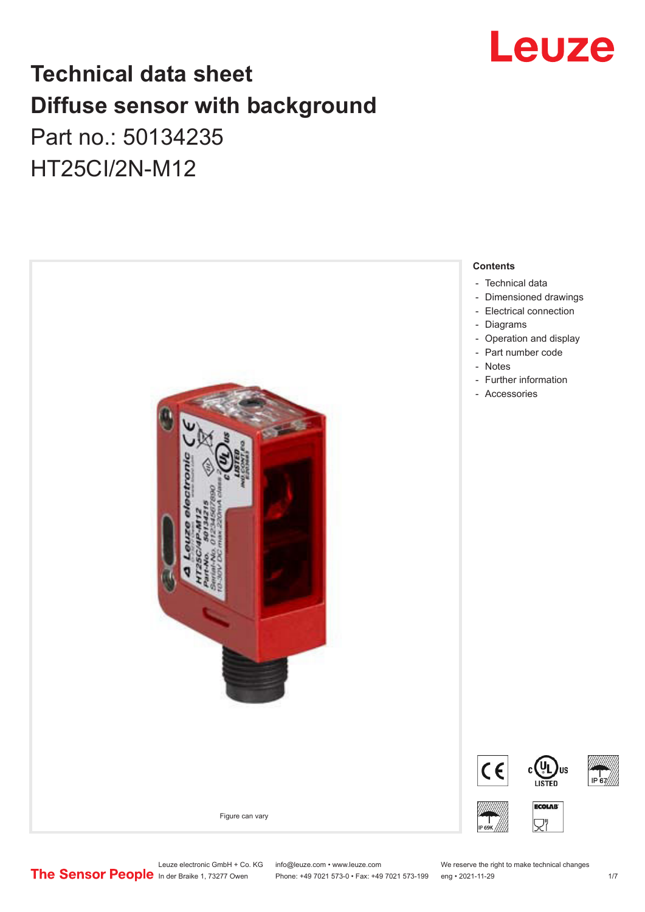# Technical data sheet
# Diffuse sensor with background

Part no.: 50134235

HT25CI/2N-M12

Figure can vary

**Contents**

- Technical data
- Dimensioned drawings
- Electrical connection
- Diagrams
- Operation and display
- Part number code
- Notes
- Further information
- Accessories

Leuze electronic GmbH + Co. KG
In der Braike 1, 73277 Owen

info@leuze.com • www.leuze.com
Phone: +49 7021 573-0 • Fax: +49 7021 573-199

We reserve the right to make technical changes
eng • 2021-11-29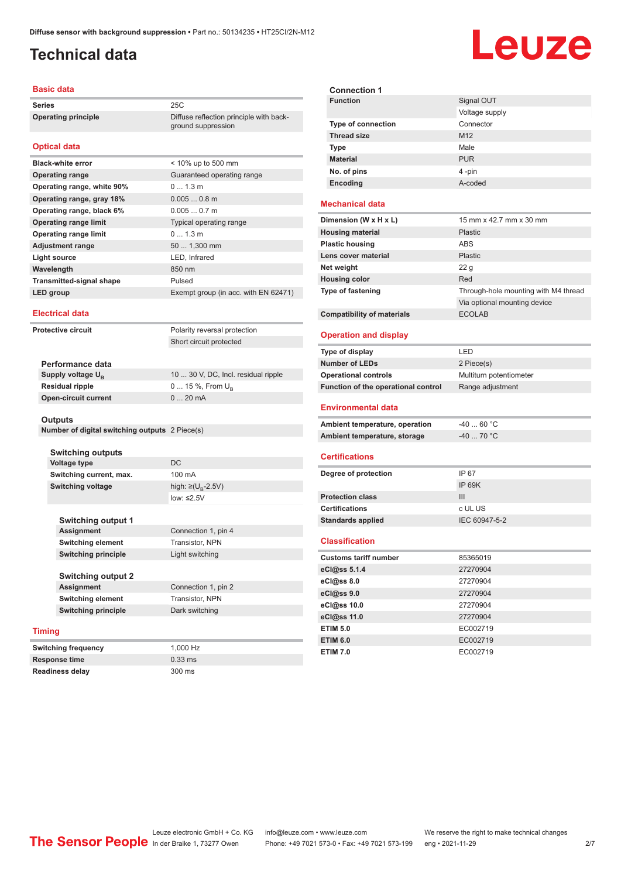# Technical data

## Basic data

| | |
|---|---|
| **Series** | 25C |
| **Operating principle** | Diffuse reflection principle with background suppression |

## Optical data

| | |
|---|---|
| **Black-white error** | < 10% up to 500 mm |
| **Operating range** | Guaranteed operating range |
| **Operating range, white 90%** | 0 ... 1.3 m |
| **Operating range, gray 18%** | 0.005 ... 0.8 m |
| **Operating range, black 6%** | 0.005 ... 0.7 m |
| **Operating range limit** | Typical operating range |
| **Operating range limit** | 0 ... 1.3 m |
| **Adjustment range** | 50 ... 1,300 mm |
| **Light source** | LED, Infrared |
| **Wavelength** | 850 nm |
| **Transmitted-signal shape** | Pulsed |
| **LED group** | Exempt group (in acc. with EN 62471) |

## Electrical data

| | |
|---|---|
| **Protective circuit** | Polarity reversal protection |
| | Short circuit protected |

### Performance data

| | |
|---|---|
| **Supply voltage $U_B$** | 10 ... 30 V, DC, Incl. residual ripple |
| **Residual ripple** | 0 ... 15 %, From $U_B$ |
| **Open-circuit current** | 0 ... 20 mA |

### Outputs

| | |
|---|---|
| **Number of digital switching outputs** | 2 Piece(s) |

### Switching outputs

| | |
|---|---|
| **Voltage type** | DC |
| **Switching current, max.** | 100 mA |
| **Switching voltage** | high: ≥($U_B$-2.5V) |
| | low: ≤2.5V |

### Switching output 1

| | |
|---|---|
| **Assignment** | Connection 1, pin 4 |
| **Switching element** | Transistor, NPN |
| **Switching principle** | Light switching |

### Switching output 2

| | |
|---|---|
| **Assignment** | Connection 1, pin 2 |
| **Switching element** | Transistor, NPN |
| **Switching principle** | Dark switching |

## Timing

| | |
|---|---|
| **Switching frequency** | 1,000 Hz |
| **Response time** | 0.33 ms |
| **Readiness delay** | 300 ms |

### Connection 1

| | |
|---|---|
| **Function** | Signal OUT |
| | Voltage supply |
| **Type of connection** | Connector |
| **Thread size** | M12 |
| **Type** | Male |
| **Material** | PUR |
| **No. of pins** | 4 -pin |
| **Encoding** | A-coded |

## Mechanical data

| | |
|---|---|
| **Dimension (W x H x L)** | 15 mm x 42.7 mm x 30 mm |
| **Housing material** | Plastic |
| **Plastic housing** | ABS |
| **Lens cover material** | Plastic |
| **Net weight** | 22 g |
| **Housing color** | Red |
| **Type of fastening** | Through-hole mounting with M4 thread |
| | Via optional mounting device |
| **Compatibility of materials** | ECOLAB |

## Operation and display

| | |
|---|---|
| **Type of display** | LED |
| **Number of LEDs** | 2 Piece(s) |
| **Operational controls** | Multiturn potentiometer |
| **Function of the operational control** | Range adjustment |

## Environmental data

| | |
|---|---|
| **Ambient temperature, operation** | -40 ... 60 °C |
| **Ambient temperature, storage** | -40 ... 70 °C |

## Certifications

| | |
|---|---|
| **Degree of protection** | IP 67 |
| | IP 69K |
| **Protection class** | III |
| **Certifications** | c UL US |
| **Standards applied** | IEC 60947-5-2 |

## Classification

| | |
|---|---|
| **Customs tariff number** | 85365019 |
| **eCl@ss 5.1.4** | 27270904 |
| **eCl@ss 8.0** | 27270904 |
| **eCl@ss 9.0** | 27270904 |
| **eCl@ss 10.0** | 27270904 |
| **eCl@ss 11.0** | 27270904 |
| **ETIM 5.0** | EC002719 |
| **ETIM 6.0** | EC002719 |
| **ETIM 7.0** | EC002719 |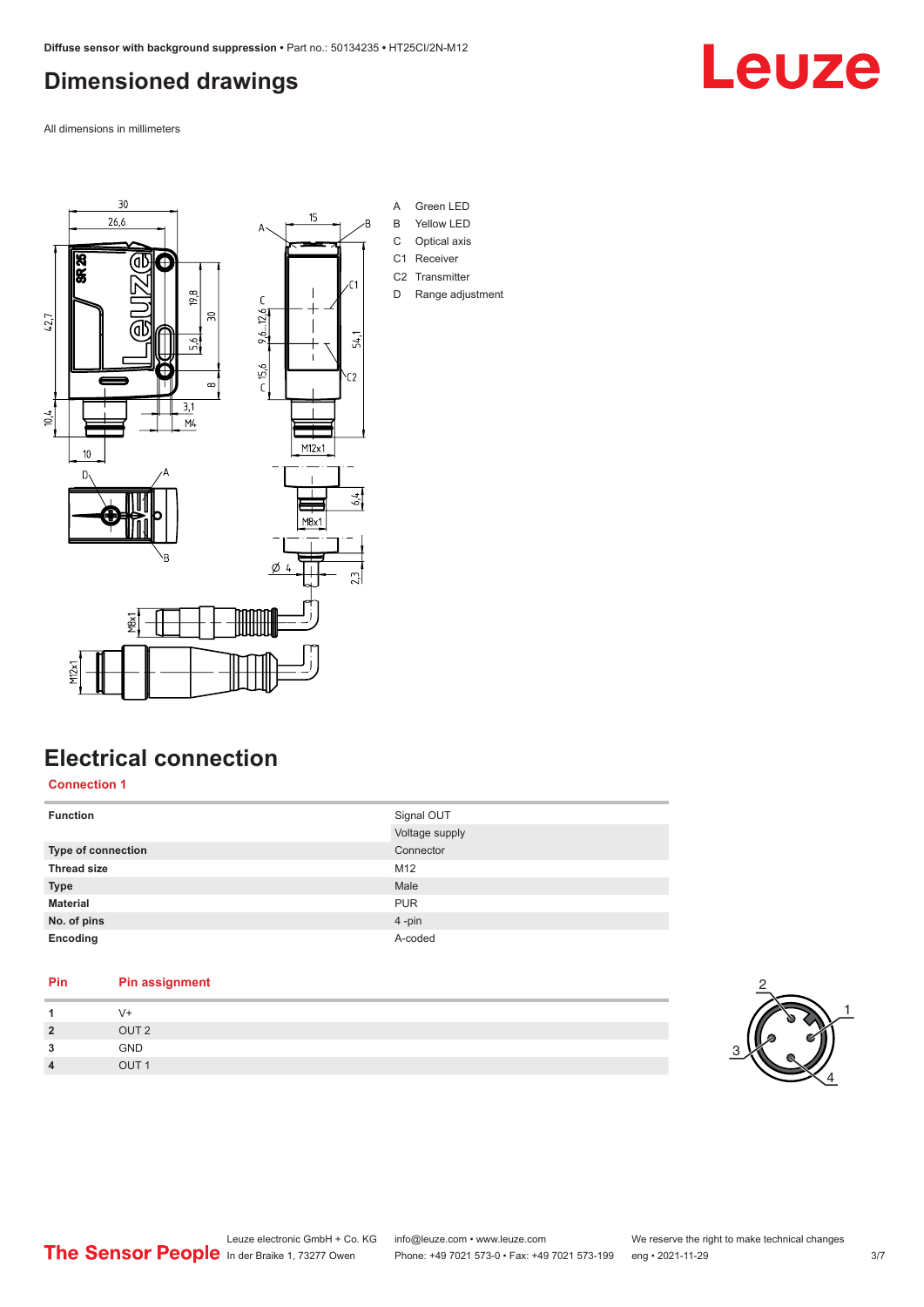# Dimensioned drawings

All dimensions in millimeters

A Green LED
B Yellow LED
C Optical axis
C1 Receiver
C2 Transmitter
D Range adjustment

# Electrical connection

## Connection 1

| Function | Signal OUT |
| --- | --- |
| | Voltage supply |
| Type of connection | Connector |
| Thread size | M12 |
| Type | Male |
| Material | PUR |
| No. of pins | 4 -pin |
| Encoding | A-coded |

| Pin | Pin assignment |
| --- | --- |
| 1 | V+ |
| 2 | OUT 2 |
| 3 | GND |
| 4 | OUT 1 |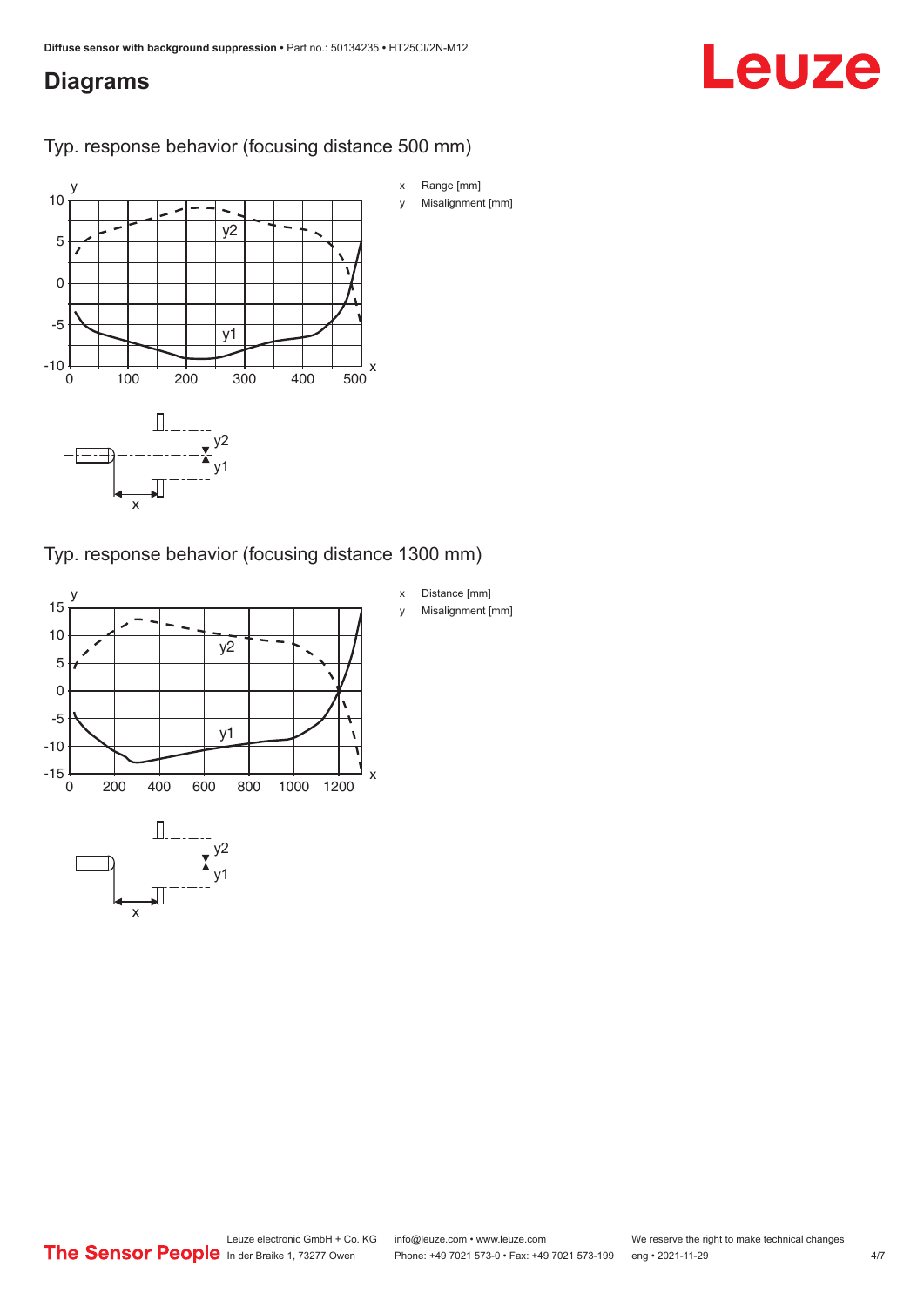## Diagrams

### Typ. response behavior (focusing distance 500 mm)

- x Range [mm]
- y Misalignment [mm]

### Typ. response behavior (focusing distance 1300 mm)

- x Distance [mm]
- y Misalignment [mm]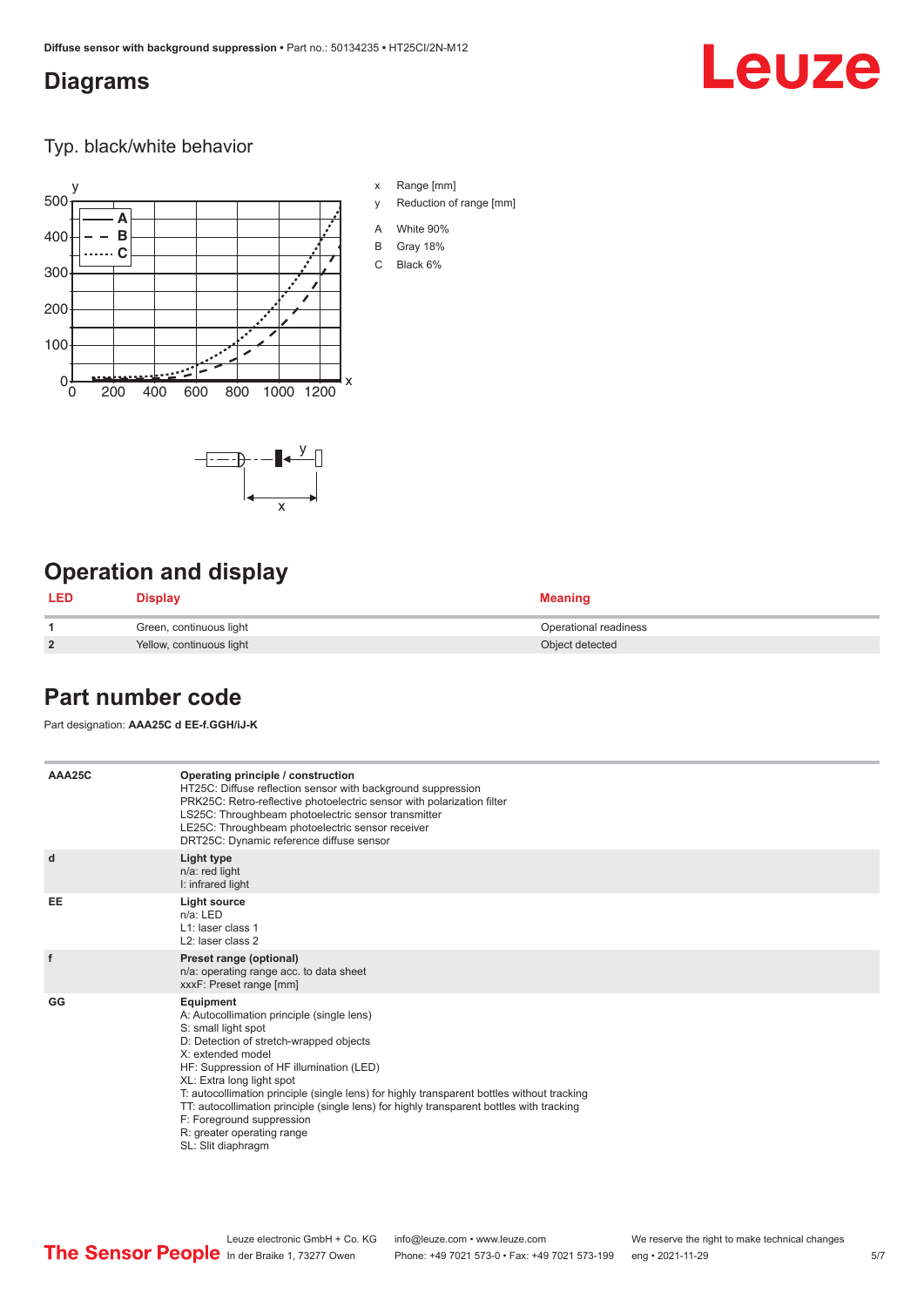## Diagrams

### Typ. black/white behavior

x Range [mm]

y Reduction of range [mm]

A White 90%

B Gray 18%

C Black 6%

## Operation and display

| LED | Display | Meaning |
| --- | --- | --- |
| 1 | Green, continuous light | Operational readiness |
| 2 | Yellow, continuous light | Object detected |

## Part number code

Part designation: **AAA25C d EE-f.GGH/iJ-K**

| | |
| --- | --- |
| AAA25C | **Operating principle / construction**<br>HT25C: Diffuse reflection sensor with background suppression<br>PRK25C: Retro-reflective photoelectric sensor with polarization filter<br>LS25C: Throughbeam photoelectric sensor transmitter<br>LE25C: Throughbeam photoelectric sensor receiver<br>DRT25C: Dynamic reference diffuse sensor |
| d | **Light type**<br>n/a: red light<br>I: infrared light |
| EE | **Light source**<br>n/a: LED<br>L1: laser class 1<br>L2: laser class 2 |
| f | **Preset range (optional)**<br>n/a: operating range acc. to data sheet<br>xxxF: Preset range [mm] |
| GG | **Equipment**<br>A: Autocollimation principle (single lens)<br>S: small light spot<br>D: Detection of stretch-wrapped objects<br>X: extended model<br>HF: Suppression of HF illumination (LED)<br>XL: Extra long light spot<br>T: autocollimation principle (single lens) for highly transparent bottles without tracking<br>TT: autocollimation principle (single lens) for highly transparent bottles with tracking<br>F: Foreground suppression<br>R: greater operating range<br>SL: Slit diaphragm |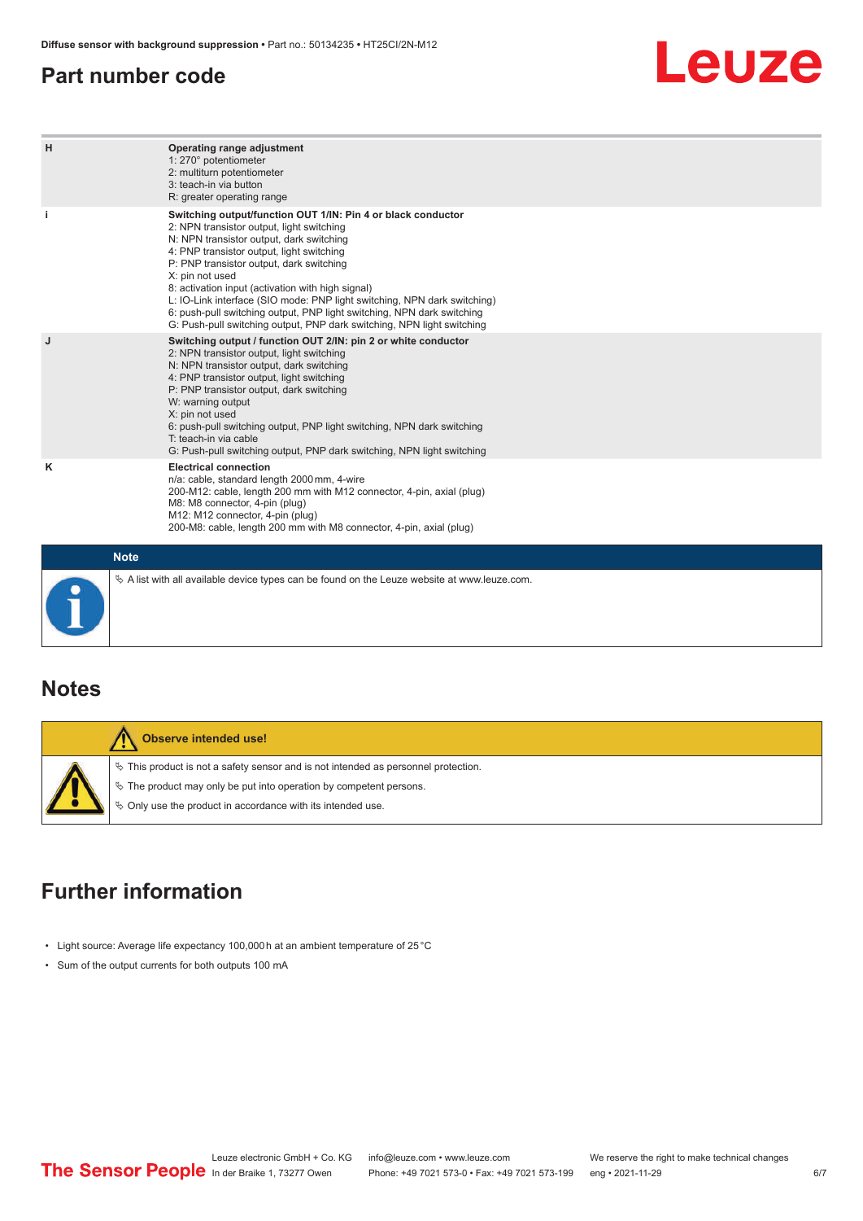## Part number code

| | |
|---|---|
| H | **Operating range adjustment**<br>1: 270° potentiometer<br>2: multiturn potentiometer<br>3: teach-in via button<br>R: greater operating range |
| i | **Switching output/function OUT 1/IN: Pin 4 or black conductor**<br>2: NPN transistor output, light switching<br>N: NPN transistor output, dark switching<br>4: PNP transistor output, light switching<br>P: PNP transistor output, dark switching<br>X: pin not used<br>8: activation input (activation with high signal)<br>L: IO-Link interface (SIO mode: PNP light switching, NPN dark switching)<br>6: push-pull switching output, PNP light switching, NPN dark switching<br>G: Push-pull switching output, PNP dark switching, NPN light switching |
| J | **Switching output / function OUT 2/IN: pin 2 or white conductor**<br>2: NPN transistor output, light switching<br>N: NPN transistor output, dark switching<br>4: PNP transistor output, light switching<br>P: PNP transistor output, dark switching<br>W: warning output<br>X: pin not used<br>6: push-pull switching output, PNP light switching, NPN dark switching<br>T: teach-in via cable<br>G: Push-pull switching output, PNP dark switching, NPN light switching |
| K | **Electrical connection**<br>n/a: cable, standard length 2000 mm, 4-wire<br>200-M12: cable, length 200 mm with M12 connector, 4-pin, axial (plug)<br>M8: M8 connector, 4-pin (plug)<br>M12: M12 connector, 4-pin (plug)<br>200-M8: cable, length 200 mm with M8 connector, 4-pin, axial (plug) |

**Note**

↳ A list with all available device types can be found on the Leuze website at www.leuze.com.

## Notes

**Observe intended use!**

↳ This product is not a safety sensor and is not intended as personnel protection.

↳ The product may only be put into operation by competent persons.

↳ Only use the product in accordance with its intended use.

## Further information

- Light source: Average life expectancy 100,000 h at an ambient temperature of 25 °C
- Sum of the output currents for both outputs 100 mA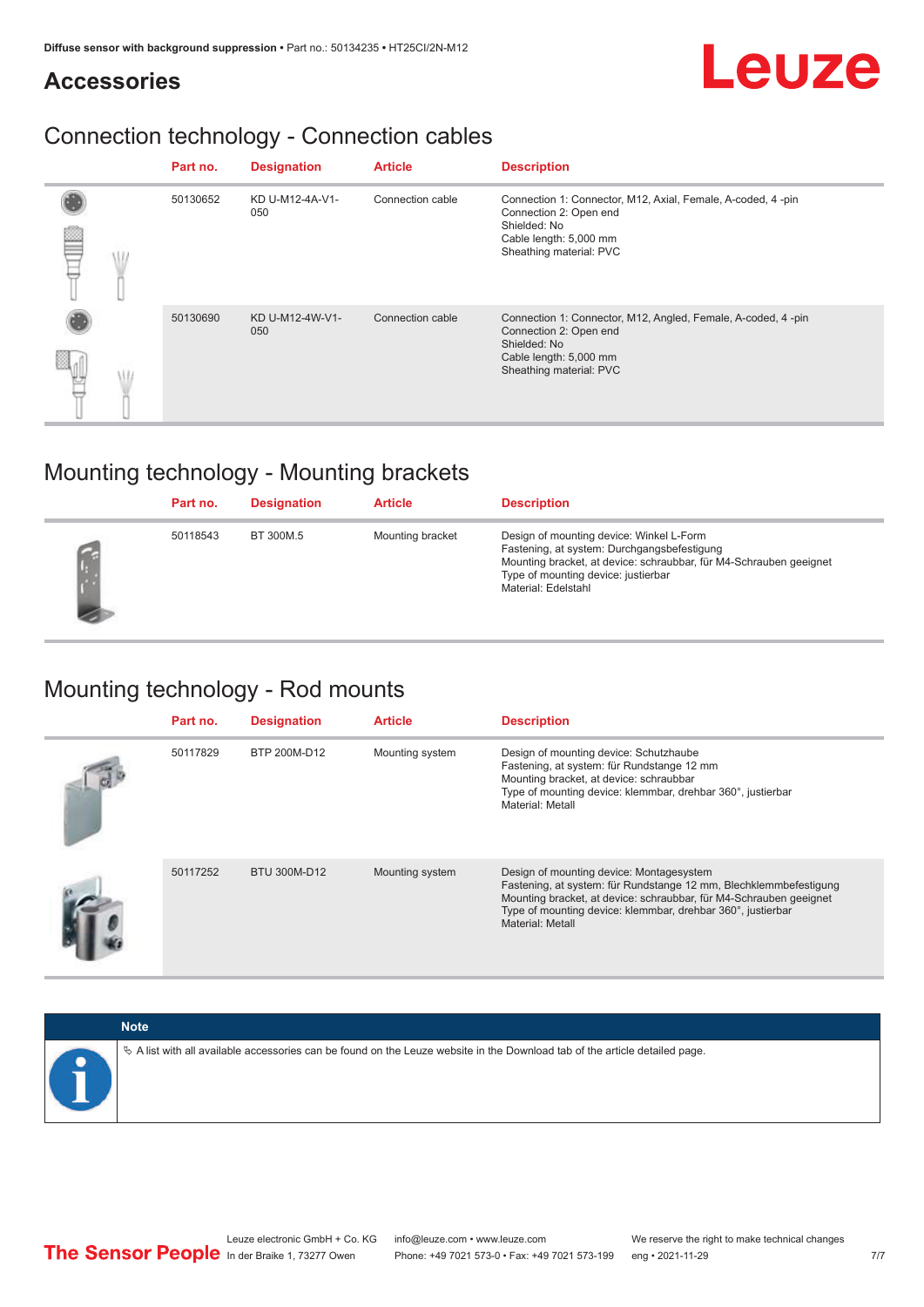## Accessories

Leuze

## Connection technology - Connection cables

| | Part no. | Designation | Article | Description |
|---|---|---|---|---|
| | 50130652 | KD U-M12-4A-V1-050 | Connection cable | Connection 1: Connector, M12, Axial, Female, A-coded, 4 -pin<br>Connection 2: Open end<br>Shielded: No<br>Cable length: 5,000 mm<br>Sheathing material: PVC |
| | 50130690 | KD U-M12-4W-V1-050 | Connection cable | Connection 1: Connector, M12, Angled, Female, A-coded, 4 -pin<br>Connection 2: Open end<br>Shielded: No<br>Cable length: 5,000 mm<br>Sheathing material: PVC |

## Mounting technology - Mounting brackets

| | Part no. | Designation | Article | Description |
|---|---|---|---|---|
| | 50118543 | BT 300M.5 | Mounting bracket | Design of mounting device: Winkel L-Form<br>Fastening, at system: Durchgangsbefestigung<br>Mounting bracket, at device: schraubbar, für M4-Schrauben geeignet<br>Type of mounting device: justierbar<br>Material: Edelstahl |

## Mounting technology - Rod mounts

| | Part no. | Designation | Article | Description |
|---|---|---|---|---|
| | 50117829 | BTP 200M-D12 | Mounting system | Design of mounting device: Schutzhaube<br>Fastening, at system: für Rundstange 12 mm<br>Mounting bracket, at device: schraubbar<br>Type of mounting device: klemmbar, drehbar 360°, justierbar<br>Material: Metall |
| | 50117252 | BTU 300M-D12 | Mounting system | Design of mounting device: Montagesystem<br>Fastening, at system: für Rundstange 12 mm, Blechklemmbefestigung<br>Mounting bracket, at device: schraubbar, für M4-Schrauben geeignet<br>Type of mounting device: klemmbar, drehbar 360°, justierbar<br>Material: Metall |

**Note**

A list with all available accessories can be found on the Leuze website in the Download tab of the article detailed page.